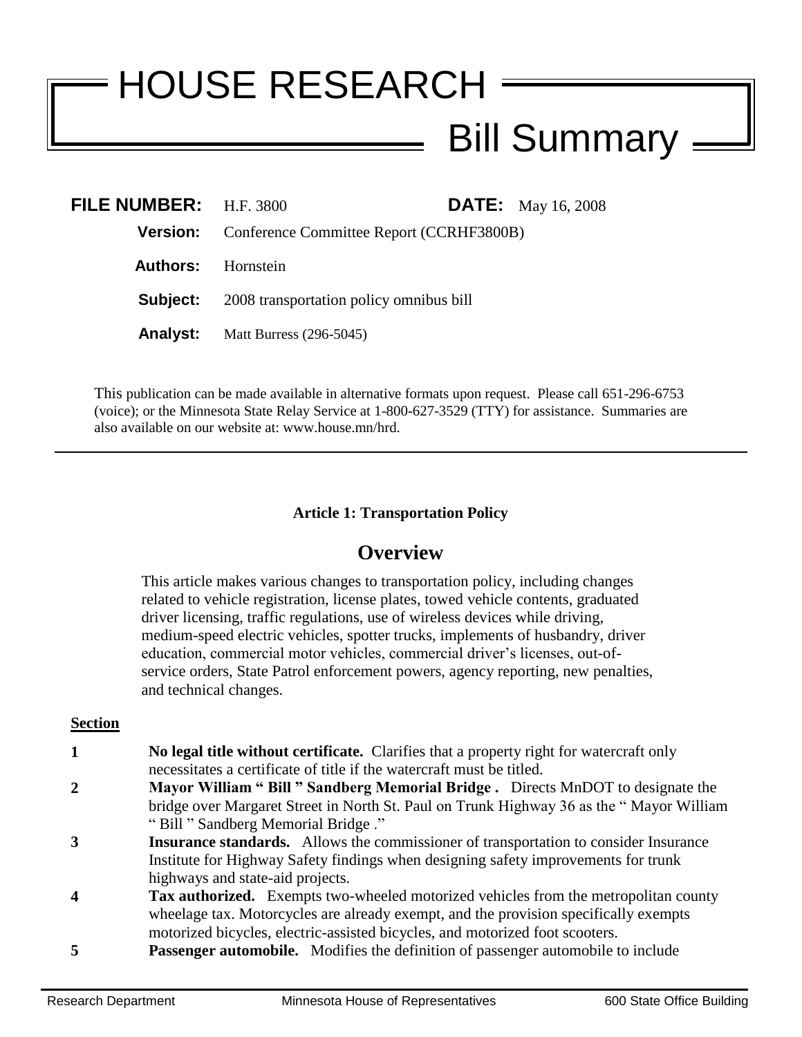# HOUSE RESEARCH

## Bill Summary

**FILE NUMBER:** H.F. 3800 **DATE:** May 16, 2008

**Version:** Conference Committee Report (CCRHF3800B)

**Authors:** Hornstein

**Subject:** 2008 transportation policy omnibus bill

**Analyst:** Matt Burress (296-5045)

This publication can be made available in alternative formats upon request. Please call 651-296-6753 (voice); or the Minnesota State Relay Service at 1-800-627-3529 (TTY) for assistance. Summaries are also available on our website at: www.house.mn/hrd.

---

**Article 1: Transportation Policy**

## Overview

This article makes various changes to transportation policy, including changes related to vehicle registration, license plates, towed vehicle contents, graduated driver licensing, traffic regulations, use of wireless devices while driving, medium-speed electric vehicles, spotter trucks, implements of husbandry, driver education, commercial motor vehicles, commercial driver's licenses, out-of-service orders, State Patrol enforcement powers, agency reporting, new penalties, and technical changes.

**Section**

**1** **No legal title without certificate.** Clarifies that a property right for watercraft only necessitates a certificate of title if the watercraft must be titled.

**2** **Mayor William " Bill " Sandberg Memorial Bridge .** Directs MnDOT to designate the bridge over Margaret Street in North St. Paul on Trunk Highway 36 as the " Mayor William " Bill " Sandberg Memorial Bridge ."

**3** **Insurance standards.** Allows the commissioner of transportation to consider Insurance Institute for Highway Safety findings when designing safety improvements for trunk highways and state-aid projects.

**4** **Tax authorized.** Exempts two-wheeled motorized vehicles from the metropolitan county wheelage tax. Motorcycles are already exempt, and the provision specifically exempts motorized bicycles, electric-assisted bicycles, and motorized foot scooters.

**5** **Passenger automobile.** Modifies the definition of passenger automobile to include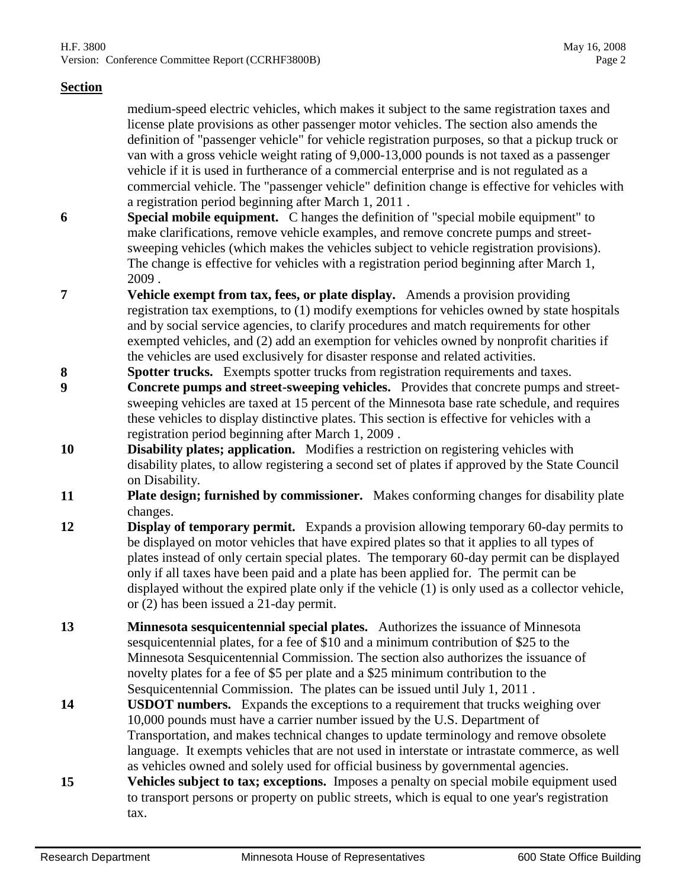**Section**

medium-speed electric vehicles, which makes it subject to the same registration taxes and license plate provisions as other passenger motor vehicles. The section also amends the definition of "passenger vehicle" for vehicle registration purposes, so that a pickup truck or van with a gross vehicle weight rating of 9,000-13,000 pounds is not taxed as a passenger vehicle if it is used in furtherance of a commercial enterprise and is not regulated as a commercial vehicle. The "passenger vehicle" definition change is effective for vehicles with a registration period beginning after March 1, 2011 .

**6** **Special mobile equipment.** C hanges the definition of "special mobile equipment" to make clarifications, remove vehicle examples, and remove concrete pumps and street-sweeping vehicles (which makes the vehicles subject to vehicle registration provisions). The change is effective for vehicles with a registration period beginning after March 1, 2009 .

**7** **Vehicle exempt from tax, fees, or plate display.** Amends a provision providing registration tax exemptions, to (1) modify exemptions for vehicles owned by state hospitals and by social service agencies, to clarify procedures and match requirements for other exempted vehicles, and (2) add an exemption for vehicles owned by nonprofit charities if the vehicles are used exclusively for disaster response and related activities.

**8** **Spotter trucks.** Exempts spotter trucks from registration requirements and taxes.

**9** **Concrete pumps and street-sweeping vehicles.** Provides that concrete pumps and street-sweeping vehicles are taxed at 15 percent of the Minnesota base rate schedule, and requires these vehicles to display distinctive plates. This section is effective for vehicles with a registration period beginning after March 1, 2009 .

**10** **Disability plates; application.** Modifies a restriction on registering vehicles with disability plates, to allow registering a second set of plates if approved by the State Council on Disability.

**11** **Plate design; furnished by commissioner.** Makes conforming changes for disability plate changes.

**12** **Display of temporary permit.** Expands a provision allowing temporary 60-day permits to be displayed on motor vehicles that have expired plates so that it applies to all types of plates instead of only certain special plates. The temporary 60-day permit can be displayed only if all taxes have been paid and a plate has been applied for. The permit can be displayed without the expired plate only if the vehicle (1) is only used as a collector vehicle, or (2) has been issued a 21-day permit.

**13** **Minnesota sesquicentennial special plates.** Authorizes the issuance of Minnesota sesquicentennial plates, for a fee of $10 and a minimum contribution of $25 to the Minnesota Sesquicentennial Commission. The section also authorizes the issuance of novelty plates for a fee of $5 per plate and a $25 minimum contribution to the Sesquicentennial Commission. The plates can be issued until July 1, 2011 .

**14** **USDOT numbers.** Expands the exceptions to a requirement that trucks weighing over 10,000 pounds must have a carrier number issued by the U.S. Department of Transportation, and makes technical changes to update terminology and remove obsolete language. It exempts vehicles that are not used in interstate or intrastate commerce, as well as vehicles owned and solely used for official business by governmental agencies.

**15** **Vehicles subject to tax; exceptions.** Imposes a penalty on special mobile equipment used to transport persons or property on public streets, which is equal to one year's registration tax.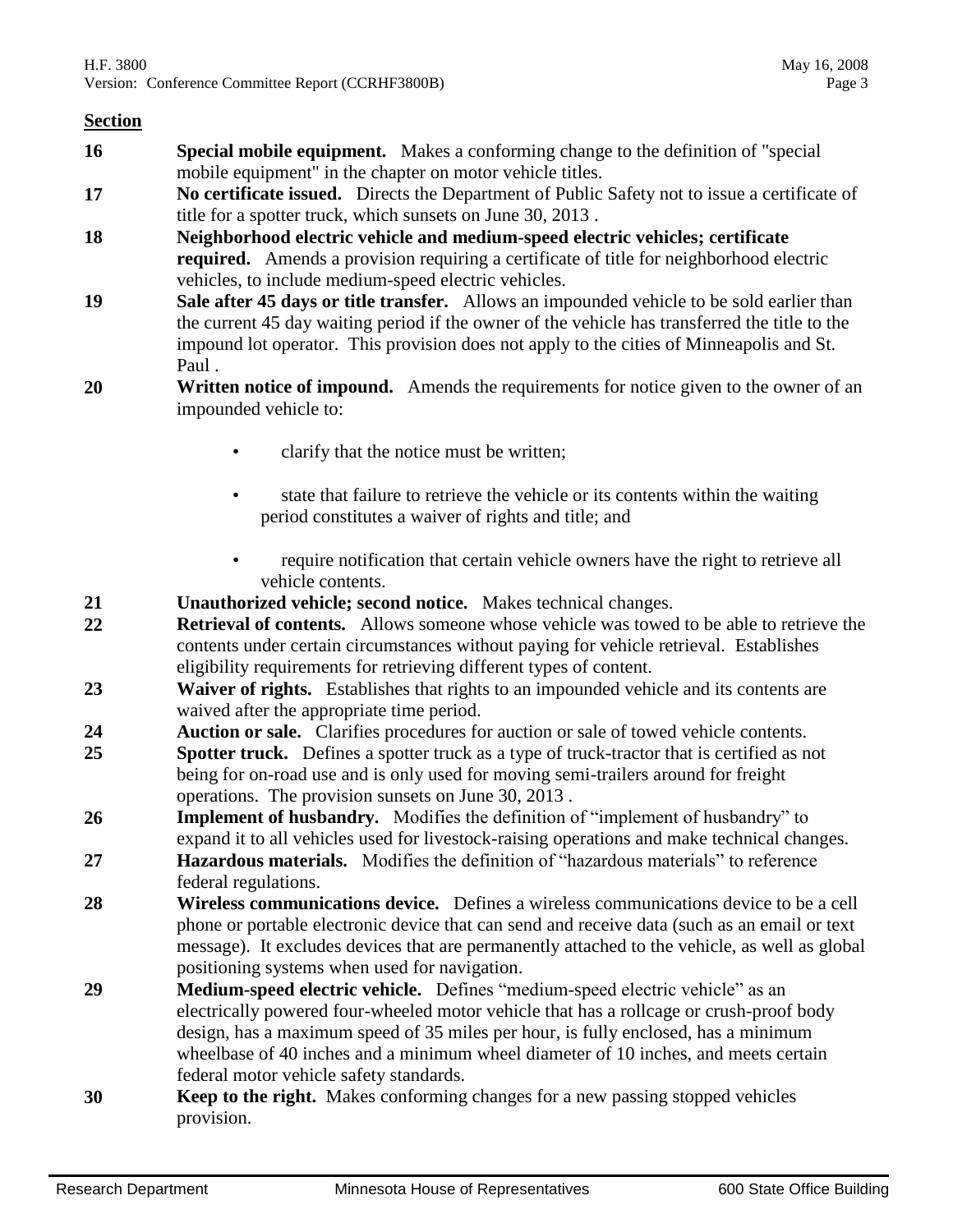**Section**

**16** **Special mobile equipment.** Makes a conforming change to the definition of "special mobile equipment" in the chapter on motor vehicle titles.

**17** **No certificate issued.** Directs the Department of Public Safety not to issue a certificate of title for a spotter truck, which sunsets on June 30, 2013 .

**18** **Neighborhood electric vehicle and medium-speed electric vehicles; certificate required.** Amends a provision requiring a certificate of title for neighborhood electric vehicles, to include medium-speed electric vehicles.

**19** **Sale after 45 days or title transfer.** Allows an impounded vehicle to be sold earlier than the current 45 day waiting period if the owner of the vehicle has transferred the title to the impound lot operator. This provision does not apply to the cities of Minneapolis and St. Paul .

**20** **Written notice of impound.** Amends the requirements for notice given to the owner of an impounded vehicle to:

- clarify that the notice must be written;
- state that failure to retrieve the vehicle or its contents within the waiting period constitutes a waiver of rights and title; and
- require notification that certain vehicle owners have the right to retrieve all vehicle contents.

**21** **Unauthorized vehicle; second notice.** Makes technical changes.

**22** **Retrieval of contents.** Allows someone whose vehicle was towed to be able to retrieve the contents under certain circumstances without paying for vehicle retrieval. Establishes eligibility requirements for retrieving different types of content.

**23** **Waiver of rights.** Establishes that rights to an impounded vehicle and its contents are waived after the appropriate time period.

**24** **Auction or sale.** Clarifies procedures for auction or sale of towed vehicle contents.

**25** **Spotter truck.** Defines a spotter truck as a type of truck-tractor that is certified as not being for on-road use and is only used for moving semi-trailers around for freight operations. The provision sunsets on June 30, 2013 .

**26** **Implement of husbandry.** Modifies the definition of "implement of husbandry" to expand it to all vehicles used for livestock-raising operations and make technical changes.

**27** **Hazardous materials.** Modifies the definition of "hazardous materials" to reference federal regulations.

**28** **Wireless communications device.** Defines a wireless communications device to be a cell phone or portable electronic device that can send and receive data (such as an email or text message). It excludes devices that are permanently attached to the vehicle, as well as global positioning systems when used for navigation.

**29** **Medium-speed electric vehicle.** Defines "medium-speed electric vehicle" as an electrically powered four-wheeled motor vehicle that has a rollcage or crush-proof body design, has a maximum speed of 35 miles per hour, is fully enclosed, has a minimum wheelbase of 40 inches and a minimum wheel diameter of 10 inches, and meets certain federal motor vehicle safety standards.

**30** **Keep to the right.** Makes conforming changes for a new passing stopped vehicles provision.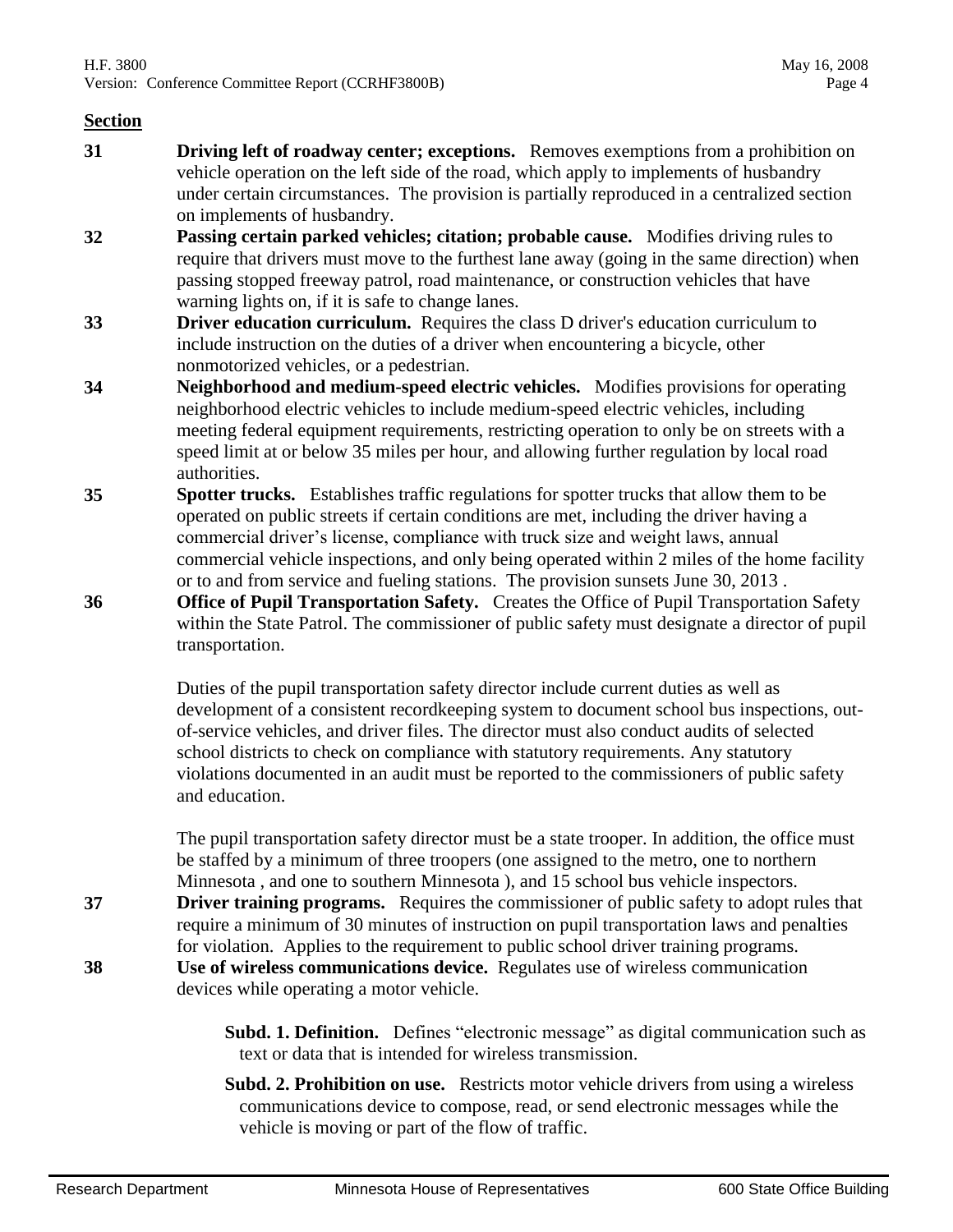**Section**

**31** **Driving left of roadway center; exceptions.** Removes exemptions from a prohibition on vehicle operation on the left side of the road, which apply to implements of husbandry under certain circumstances. The provision is partially reproduced in a centralized section on implements of husbandry.

**32** **Passing certain parked vehicles; citation; probable cause.** Modifies driving rules to require that drivers must move to the furthest lane away (going in the same direction) when passing stopped freeway patrol, road maintenance, or construction vehicles that have warning lights on, if it is safe to change lanes.

**33** **Driver education curriculum.** Requires the class D driver's education curriculum to include instruction on the duties of a driver when encountering a bicycle, other nonmotorized vehicles, or a pedestrian.

**34** **Neighborhood and medium-speed electric vehicles.** Modifies provisions for operating neighborhood electric vehicles to include medium-speed electric vehicles, including meeting federal equipment requirements, restricting operation to only be on streets with a speed limit at or below 35 miles per hour, and allowing further regulation by local road authorities.

**35** **Spotter trucks.** Establishes traffic regulations for spotter trucks that allow them to be operated on public streets if certain conditions are met, including the driver having a commercial driver's license, compliance with truck size and weight laws, annual commercial vehicle inspections, and only being operated within 2 miles of the home facility or to and from service and fueling stations. The provision sunsets June 30, 2013 .

**36** **Office of Pupil Transportation Safety.** Creates the Office of Pupil Transportation Safety within the State Patrol. The commissioner of public safety must designate a director of pupil transportation.

Duties of the pupil transportation safety director include current duties as well as development of a consistent recordkeeping system to document school bus inspections, out-of-service vehicles, and driver files. The director must also conduct audits of selected school districts to check on compliance with statutory requirements. Any statutory violations documented in an audit must be reported to the commissioners of public safety and education.

The pupil transportation safety director must be a state trooper. In addition, the office must be staffed by a minimum of three troopers (one assigned to the metro, one to northern Minnesota , and one to southern Minnesota ), and 15 school bus vehicle inspectors.

**37** **Driver training programs.** Requires the commissioner of public safety to adopt rules that require a minimum of 30 minutes of instruction on pupil transportation laws and penalties for violation. Applies to the requirement to public school driver training programs.

**38** **Use of wireless communications device.** Regulates use of wireless communication devices while operating a motor vehicle.

**Subd. 1. Definition.** Defines "electronic message" as digital communication such as text or data that is intended for wireless transmission.

**Subd. 2. Prohibition on use.** Restricts motor vehicle drivers from using a wireless communications device to compose, read, or send electronic messages while the vehicle is moving or part of the flow of traffic.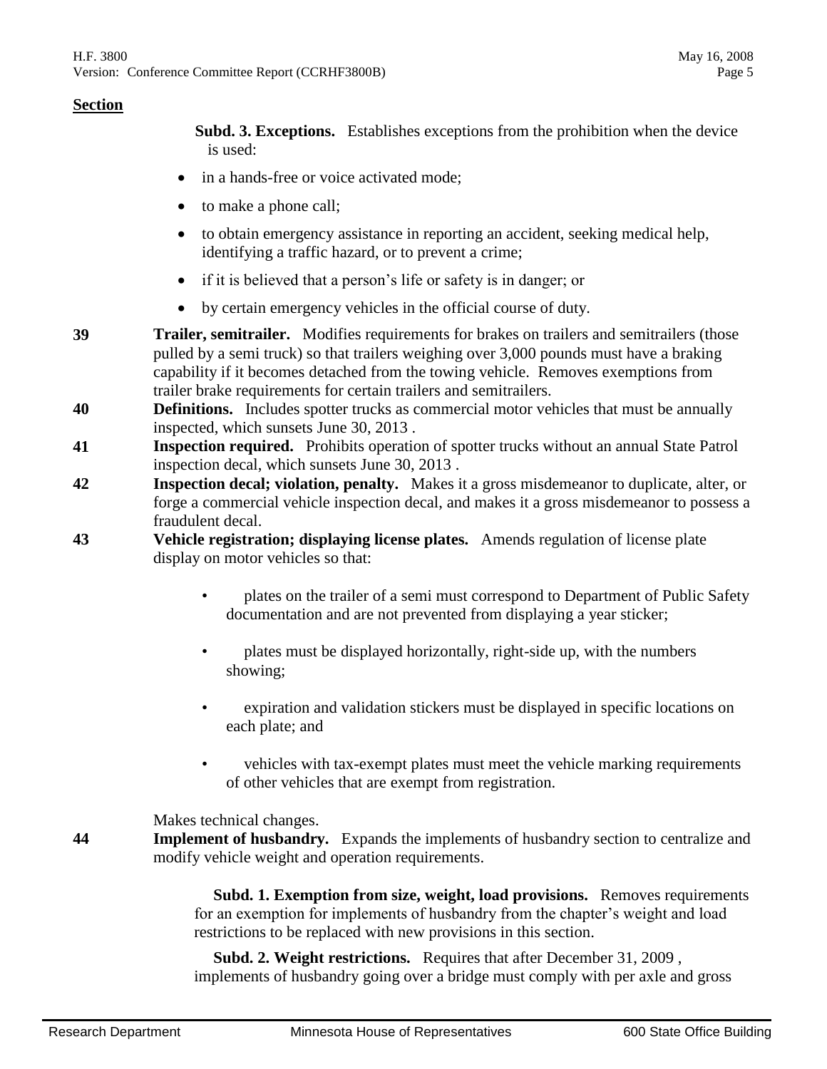**Section**

**Subd. 3. Exceptions.** Establishes exceptions from the prohibition when the device is used:

- in a hands-free or voice activated mode;
- to make a phone call;
- to obtain emergency assistance in reporting an accident, seeking medical help, identifying a traffic hazard, or to prevent a crime;
- if it is believed that a person's life or safety is in danger; or
- by certain emergency vehicles in the official course of duty.

**39** **Trailer, semitrailer.** Modifies requirements for brakes on trailers and semitrailers (those pulled by a semi truck) so that trailers weighing over 3,000 pounds must have a braking capability if it becomes detached from the towing vehicle. Removes exemptions from trailer brake requirements for certain trailers and semitrailers.

**40** **Definitions.** Includes spotter trucks as commercial motor vehicles that must be annually inspected, which sunsets June 30, 2013 .

**41** **Inspection required.** Prohibits operation of spotter trucks without an annual State Patrol inspection decal, which sunsets June 30, 2013 .

**42** **Inspection decal; violation, penalty.** Makes it a gross misdemeanor to duplicate, alter, or forge a commercial vehicle inspection decal, and makes it a gross misdemeanor to possess a fraudulent decal.

**43** **Vehicle registration; displaying license plates.** Amends regulation of license plate display on motor vehicles so that:

- plates on the trailer of a semi must correspond to Department of Public Safety documentation and are not prevented from displaying a year sticker;
- plates must be displayed horizontally, right-side up, with the numbers showing;
- expiration and validation stickers must be displayed in specific locations on each plate; and
- vehicles with tax-exempt plates must meet the vehicle marking requirements of other vehicles that are exempt from registration.

Makes technical changes.

**44** **Implement of husbandry.** Expands the implements of husbandry section to centralize and modify vehicle weight and operation requirements.

**Subd. 1. Exemption from size, weight, load provisions.** Removes requirements for an exemption for implements of husbandry from the chapter's weight and load restrictions to be replaced with new provisions in this section.

**Subd. 2. Weight restrictions.** Requires that after December 31, 2009 , implements of husbandry going over a bridge must comply with per axle and gross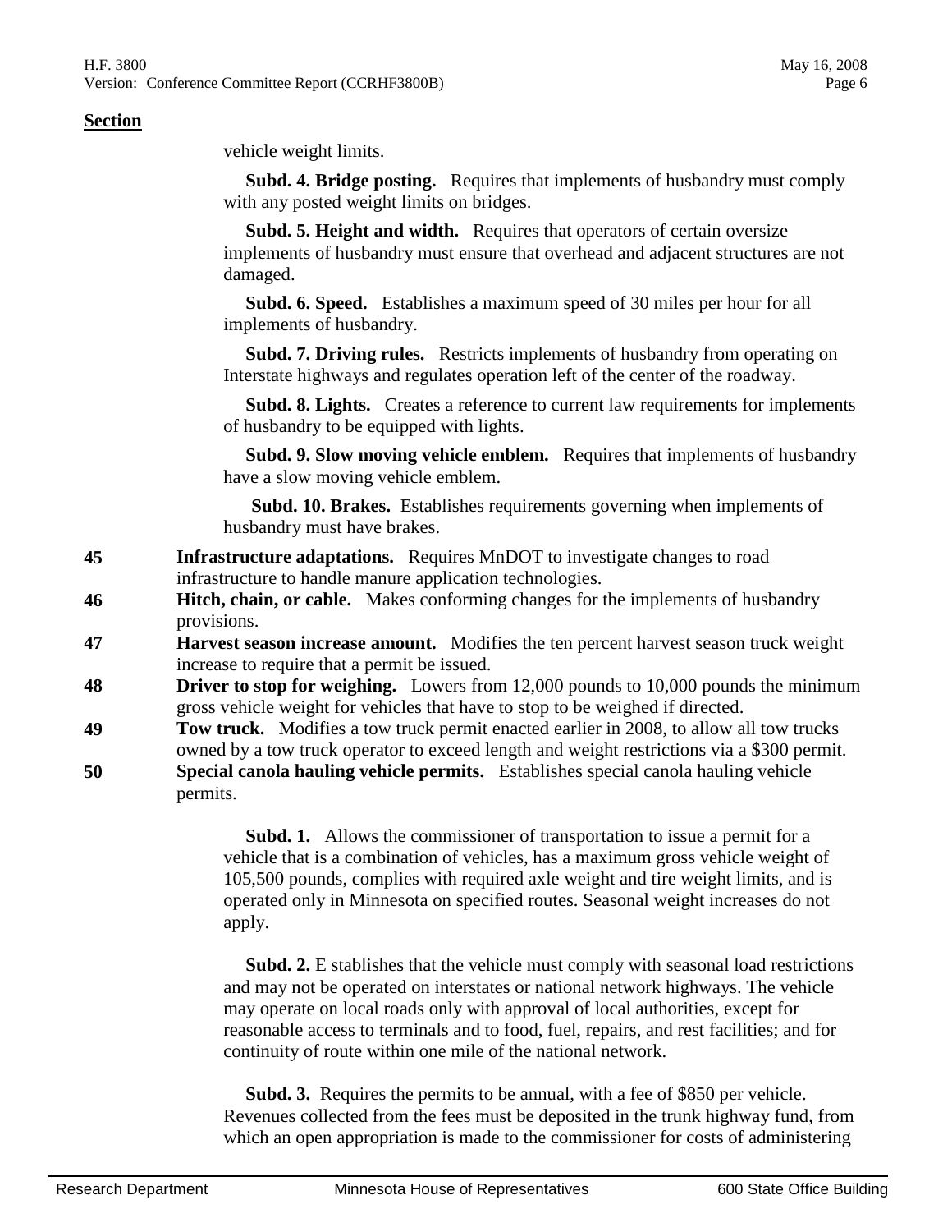**Section**

vehicle weight limits.

**Subd. 4. Bridge posting.** Requires that implements of husbandry must comply with any posted weight limits on bridges.

**Subd. 5. Height and width.** Requires that operators of certain oversize implements of husbandry must ensure that overhead and adjacent structures are not damaged.

**Subd. 6. Speed.** Establishes a maximum speed of 30 miles per hour for all implements of husbandry.

**Subd. 7. Driving rules.** Restricts implements of husbandry from operating on Interstate highways and regulates operation left of the center of the roadway.

**Subd. 8. Lights.** Creates a reference to current law requirements for implements of husbandry to be equipped with lights.

**Subd. 9. Slow moving vehicle emblem.** Requires that implements of husbandry have a slow moving vehicle emblem.

**Subd. 10. Brakes.** Establishes requirements governing when implements of husbandry must have brakes.

**45** **Infrastructure adaptations.** Requires MnDOT to investigate changes to road infrastructure to handle manure application technologies.

**46** **Hitch, chain, or cable.** Makes conforming changes for the implements of husbandry provisions.

**47** **Harvest season increase amount.** Modifies the ten percent harvest season truck weight increase to require that a permit be issued.

**48** **Driver to stop for weighing.** Lowers from 12,000 pounds to 10,000 pounds the minimum gross vehicle weight for vehicles that have to stop to be weighed if directed.

**49** **Tow truck.** Modifies a tow truck permit enacted earlier in 2008, to allow all tow trucks owned by a tow truck operator to exceed length and weight restrictions via a $300 permit.

**50** **Special canola hauling vehicle permits.** Establishes special canola hauling vehicle permits.

**Subd. 1.** Allows the commissioner of transportation to issue a permit for a vehicle that is a combination of vehicles, has a maximum gross vehicle weight of 105,500 pounds, complies with required axle weight and tire weight limits, and is operated only in Minnesota on specified routes. Seasonal weight increases do not apply.

**Subd. 2.** E stablishes that the vehicle must comply with seasonal load restrictions and may not be operated on interstates or national network highways. The vehicle may operate on local roads only with approval of local authorities, except for reasonable access to terminals and to food, fuel, repairs, and rest facilities; and for continuity of route within one mile of the national network.

**Subd. 3.** Requires the permits to be annual, with a fee of $850 per vehicle. Revenues collected from the fees must be deposited in the trunk highway fund, from which an open appropriation is made to the commissioner for costs of administering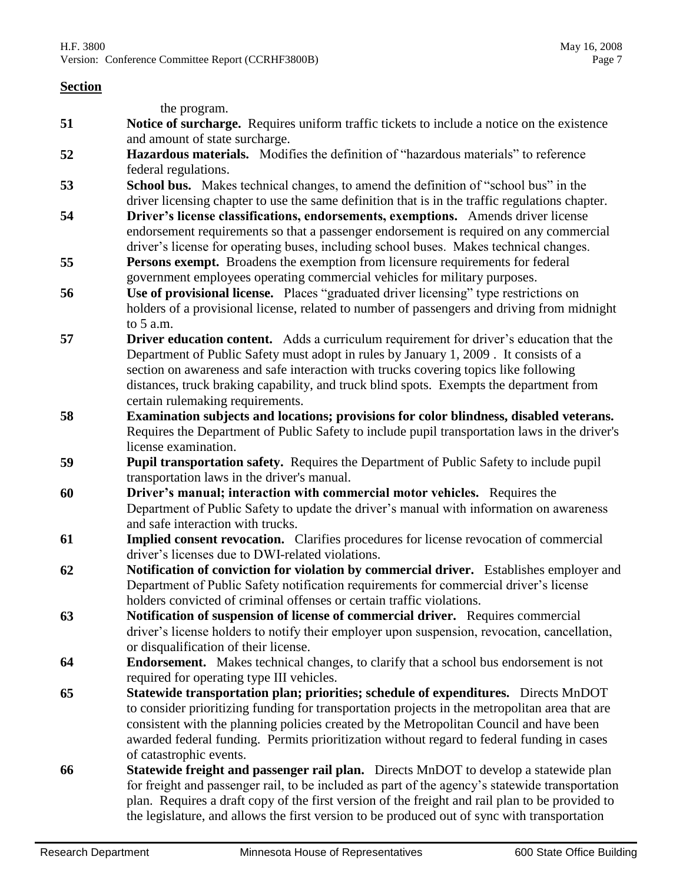**Section**

the program.

**51** **Notice of surcharge.** Requires uniform traffic tickets to include a notice on the existence and amount of state surcharge.

**52** **Hazardous materials.** Modifies the definition of "hazardous materials" to reference federal regulations.

**53** **School bus.** Makes technical changes, to amend the definition of "school bus" in the driver licensing chapter to use the same definition that is in the traffic regulations chapter.

**54** **Driver's license classifications, endorsements, exemptions.** Amends driver license endorsement requirements so that a passenger endorsement is required on any commercial driver's license for operating buses, including school buses. Makes technical changes.

**55** **Persons exempt.** Broadens the exemption from licensure requirements for federal government employees operating commercial vehicles for military purposes.

**56** **Use of provisional license.** Places "graduated driver licensing" type restrictions on holders of a provisional license, related to number of passengers and driving from midnight to 5 a.m.

**57** **Driver education content.** Adds a curriculum requirement for driver's education that the Department of Public Safety must adopt in rules by January 1, 2009 . It consists of a section on awareness and safe interaction with trucks covering topics like following distances, truck braking capability, and truck blind spots. Exempts the department from certain rulemaking requirements.

**58** **Examination subjects and locations; provisions for color blindness, disabled veterans.** Requires the Department of Public Safety to include pupil transportation laws in the driver's license examination.

**59** **Pupil transportation safety.** Requires the Department of Public Safety to include pupil transportation laws in the driver's manual.

**60** **Driver's manual; interaction with commercial motor vehicles.** Requires the Department of Public Safety to update the driver's manual with information on awareness and safe interaction with trucks.

**61** **Implied consent revocation.** Clarifies procedures for license revocation of commercial driver's licenses due to DWI-related violations.

**62** **Notification of conviction for violation by commercial driver.** Establishes employer and Department of Public Safety notification requirements for commercial driver's license holders convicted of criminal offenses or certain traffic violations.

**63** **Notification of suspension of license of commercial driver.** Requires commercial driver's license holders to notify their employer upon suspension, revocation, cancellation, or disqualification of their license.

**64** **Endorsement.** Makes technical changes, to clarify that a school bus endorsement is not required for operating type III vehicles.

**65** **Statewide transportation plan; priorities; schedule of expenditures.** Directs MnDOT to consider prioritizing funding for transportation projects in the metropolitan area that are consistent with the planning policies created by the Metropolitan Council and have been awarded federal funding. Permits prioritization without regard to federal funding in cases of catastrophic events.

**66** **Statewide freight and passenger rail plan.** Directs MnDOT to develop a statewide plan for freight and passenger rail, to be included as part of the agency's statewide transportation plan. Requires a draft copy of the first version of the freight and rail plan to be provided to the legislature, and allows the first version to be produced out of sync with transportation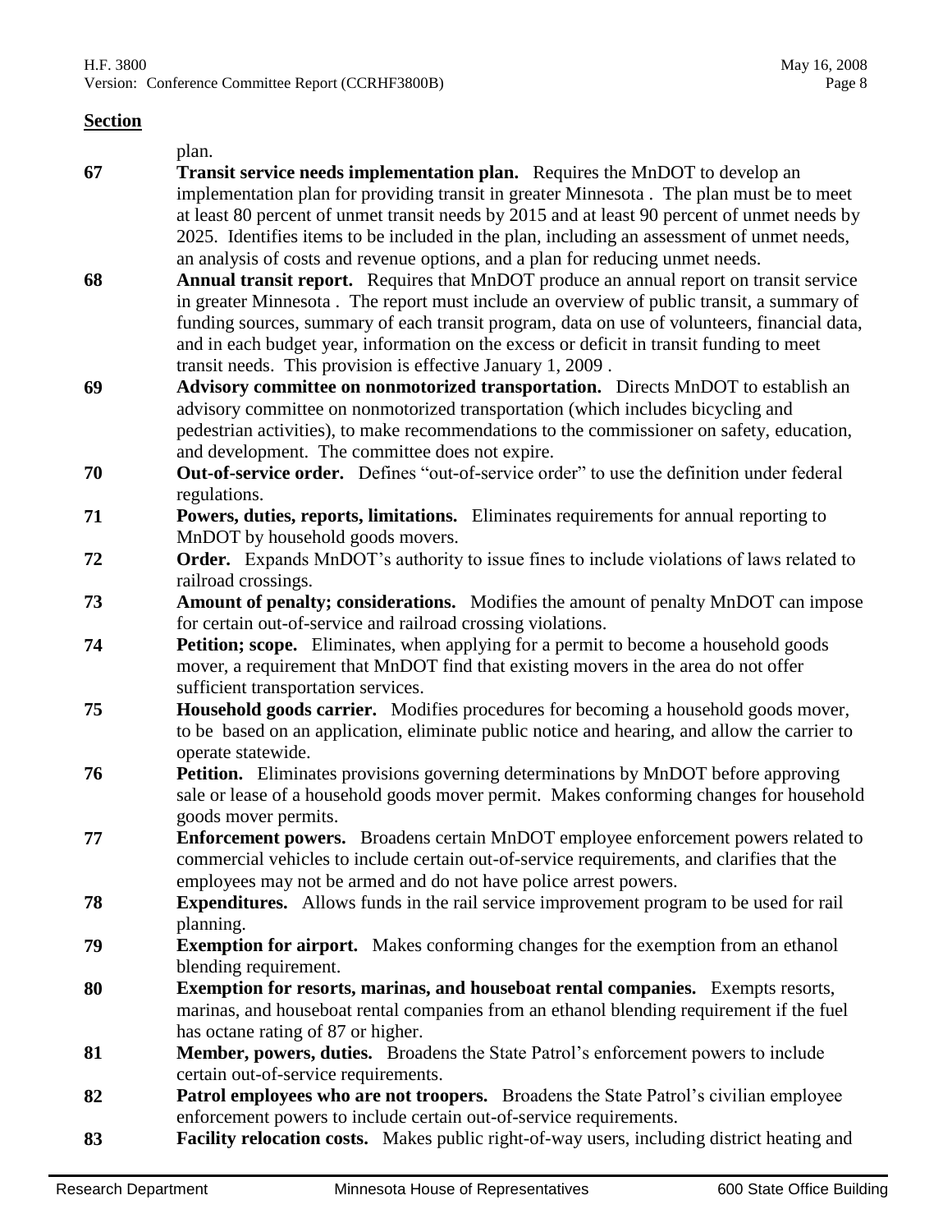**Section**

plan.

| | |
|---|---|
| **67** | **Transit service needs implementation plan.** Requires the MnDOT to develop an implementation plan for providing transit in greater Minnesota . The plan must be to meet at least 80 percent of unmet transit needs by 2015 and at least 90 percent of unmet needs by 2025. Identifies items to be included in the plan, including an assessment of unmet needs, an analysis of costs and revenue options, and a plan for reducing unmet needs. |
| **68** | **Annual transit report.** Requires that MnDOT produce an annual report on transit service in greater Minnesota . The report must include an overview of public transit, a summary of funding sources, summary of each transit program, data on use of volunteers, financial data, and in each budget year, information on the excess or deficit in transit funding to meet transit needs. This provision is effective January 1, 2009 . |
| **69** | **Advisory committee on nonmotorized transportation.** Directs MnDOT to establish an advisory committee on nonmotorized transportation (which includes bicycling and pedestrian activities), to make recommendations to the commissioner on safety, education, and development. The committee does not expire. |
| **70** | **Out-of-service order.** Defines "out-of-service order" to use the definition under federal regulations. |
| **71** | **Powers, duties, reports, limitations.** Eliminates requirements for annual reporting to MnDOT by household goods movers. |
| **72** | **Order.** Expands MnDOT's authority to issue fines to include violations of laws related to railroad crossings. |
| **73** | **Amount of penalty; considerations.** Modifies the amount of penalty MnDOT can impose for certain out-of-service and railroad crossing violations. |
| **74** | **Petition; scope.** Eliminates, when applying for a permit to become a household goods mover, a requirement that MnDOT find that existing movers in the area do not offer sufficient transportation services. |
| **75** | **Household goods carrier.** Modifies procedures for becoming a household goods mover, to be based on an application, eliminate public notice and hearing, and allow the carrier to operate statewide. |
| **76** | **Petition.** Eliminates provisions governing determinations by MnDOT before approving sale or lease of a household goods mover permit. Makes conforming changes for household goods mover permits. |
| **77** | **Enforcement powers.** Broadens certain MnDOT employee enforcement powers related to commercial vehicles to include certain out-of-service requirements, and clarifies that the employees may not be armed and do not have police arrest powers. |
| **78** | **Expenditures.** Allows funds in the rail service improvement program to be used for rail planning. |
| **79** | **Exemption for airport.** Makes conforming changes for the exemption from an ethanol blending requirement. |
| **80** | **Exemption for resorts, marinas, and houseboat rental companies.** Exempts resorts, marinas, and houseboat rental companies from an ethanol blending requirement if the fuel has octane rating of 87 or higher. |
| **81** | **Member, powers, duties.** Broadens the State Patrol's enforcement powers to include certain out-of-service requirements. |
| **82** | **Patrol employees who are not troopers.** Broadens the State Patrol's civilian employee enforcement powers to include certain out-of-service requirements. |
| **83** | **Facility relocation costs.** Makes public right-of-way users, including district heating and |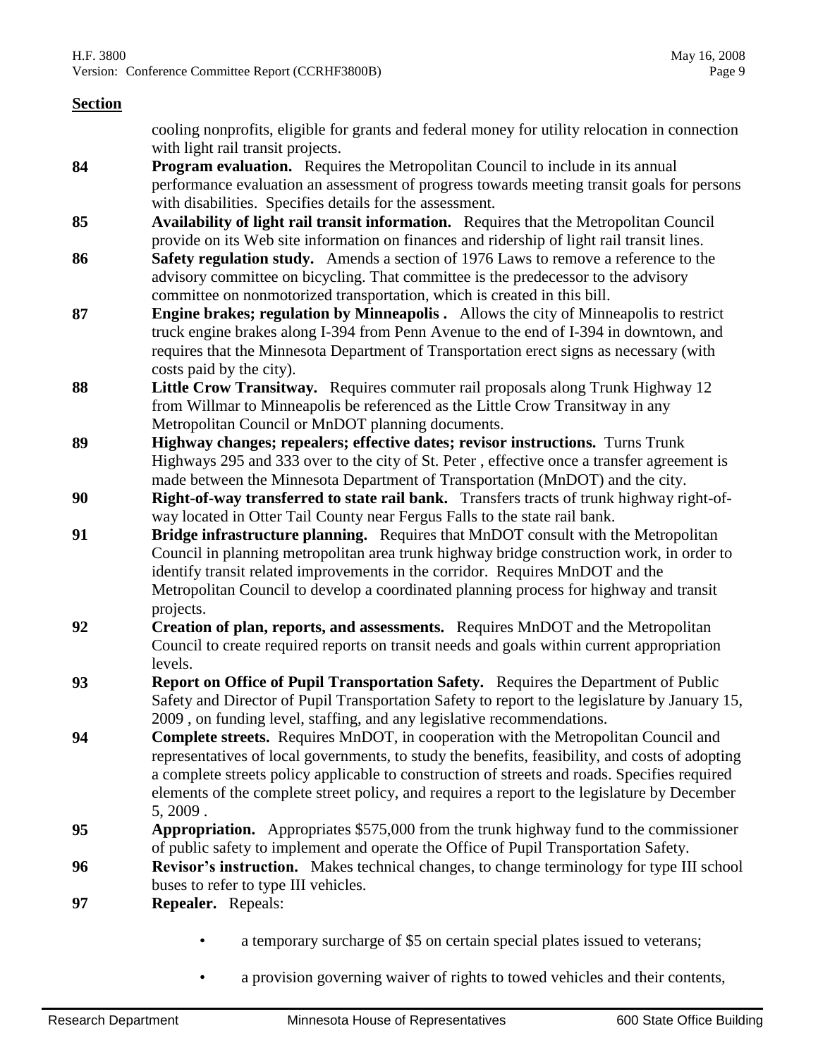**Section**

cooling nonprofits, eligible for grants and federal money for utility relocation in connection with light rail transit projects.

**84** **Program evaluation.** Requires the Metropolitan Council to include in its annual performance evaluation an assessment of progress towards meeting transit goals for persons with disabilities. Specifies details for the assessment.

**85** **Availability of light rail transit information.** Requires that the Metropolitan Council provide on its Web site information on finances and ridership of light rail transit lines.

**86** **Safety regulation study.** Amends a section of 1976 Laws to remove a reference to the advisory committee on bicycling. That committee is the predecessor to the advisory committee on nonmotorized transportation, which is created in this bill.

**87** **Engine brakes; regulation by Minneapolis .** Allows the city of Minneapolis to restrict truck engine brakes along I-394 from Penn Avenue to the end of I-394 in downtown, and requires that the Minnesota Department of Transportation erect signs as necessary (with costs paid by the city).

**88** **Little Crow Transitway.** Requires commuter rail proposals along Trunk Highway 12 from Willmar to Minneapolis be referenced as the Little Crow Transitway in any Metropolitan Council or MnDOT planning documents.

**89** **Highway changes; repealers; effective dates; revisor instructions.** Turns Trunk Highways 295 and 333 over to the city of St. Peter , effective once a transfer agreement is made between the Minnesota Department of Transportation (MnDOT) and the city.

**90** **Right-of-way transferred to state rail bank.** Transfers tracts of trunk highway right-of-way located in Otter Tail County near Fergus Falls to the state rail bank.

**91** **Bridge infrastructure planning.** Requires that MnDOT consult with the Metropolitan Council in planning metropolitan area trunk highway bridge construction work, in order to identify transit related improvements in the corridor. Requires MnDOT and the Metropolitan Council to develop a coordinated planning process for highway and transit projects.

**92** **Creation of plan, reports, and assessments.** Requires MnDOT and the Metropolitan Council to create required reports on transit needs and goals within current appropriation levels.

**93** **Report on Office of Pupil Transportation Safety.** Requires the Department of Public Safety and Director of Pupil Transportation Safety to report to the legislature by January 15, 2009 , on funding level, staffing, and any legislative recommendations.

**94** **Complete streets.** Requires MnDOT, in cooperation with the Metropolitan Council and representatives of local governments, to study the benefits, feasibility, and costs of adopting a complete streets policy applicable to construction of streets and roads. Specifies required elements of the complete street policy, and requires a report to the legislature by December 5, 2009 .

**95** **Appropriation.** Appropriates $575,000 from the trunk highway fund to the commissioner of public safety to implement and operate the Office of Pupil Transportation Safety.

**96** **Revisor's instruction.** Makes technical changes, to change terminology for type III school buses to refer to type III vehicles.

**97** **Repealer.** Repeals:

- a temporary surcharge of $5 on certain special plates issued to veterans;
- a provision governing waiver of rights to towed vehicles and their contents,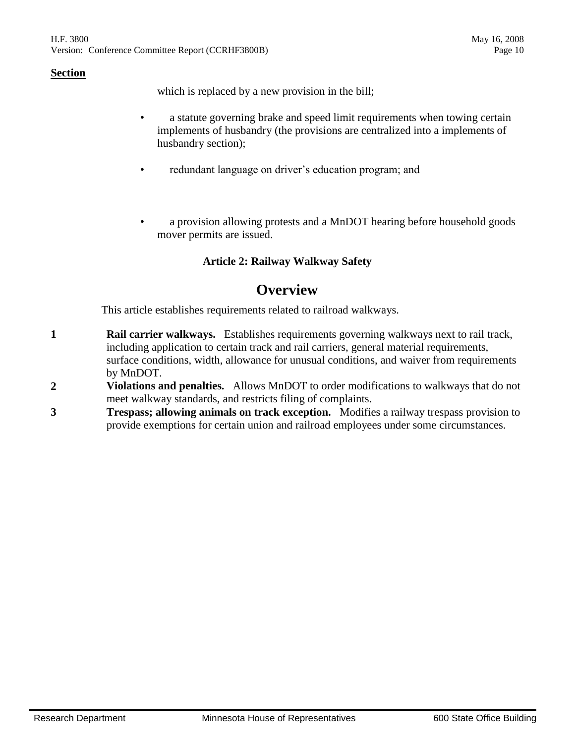**Section**

which is replaced by a new provision in the bill;

- a statute governing brake and speed limit requirements when towing certain implements of husbandry (the provisions are centralized into a implements of husbandry section);
- redundant language on driver's education program; and
- a provision allowing protests and a MnDOT hearing before household goods mover permits are issued.

### Article 2: Railway Walkway Safety

## Overview

This article establishes requirements related to railroad walkways.

**1** **Rail carrier walkways.** Establishes requirements governing walkways next to rail track, including application to certain track and rail carriers, general material requirements, surface conditions, width, allowance for unusual conditions, and waiver from requirements by MnDOT.

**2** **Violations and penalties.** Allows MnDOT to order modifications to walkways that do not meet walkway standards, and restricts filing of complaints.

**3** **Trespass; allowing animals on track exception.** Modifies a railway trespass provision to provide exemptions for certain union and railroad employees under some circumstances.